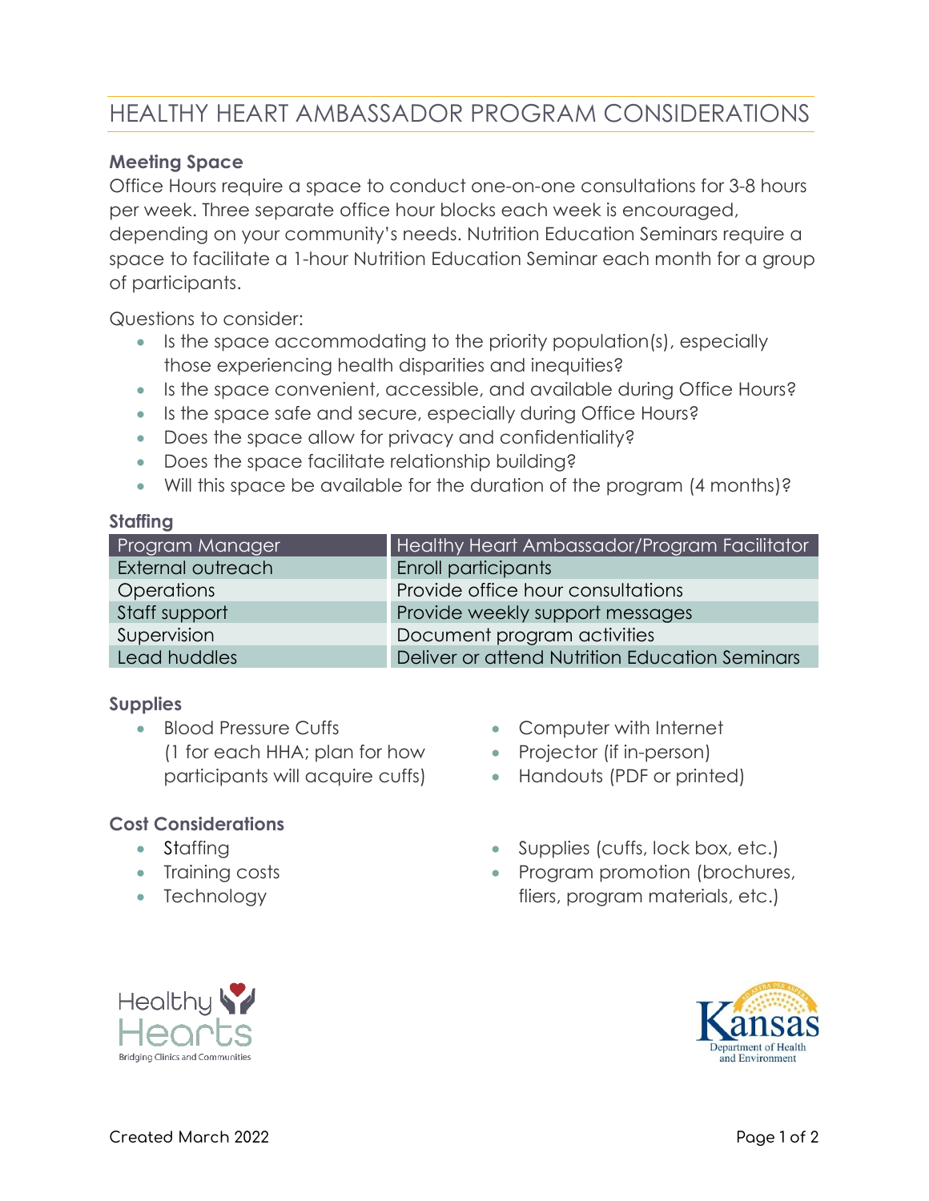# HEALTHY HEART AMBASSADOR PROGRAM CONSIDERATIONS

### Meeting Space

Office Hours require a space to conduct one-on-one consultations for 3-8 hours per week. Three separate office hour blocks each week is encouraged, depending on your community's needs. Nutrition Education Seminars require a space to facilitate a 1-hour Nutrition Education Seminar each month for a group of participants.

Questions to consider:

- Is the space accommodating to the priority population(s), especially those experiencing health disparities and inequities?
- Is the space convenient, accessible, and available during Office Hours?
- Is the space safe and secure, especially during Office Hours?
- Does the space allow for privacy and confidentiality?
- Does the space facilitate relationship building?
- Will this space be available for the duration of the program (4 months)?

### Staffing

| Program Manager | Healthy Heart Ambassador/Program Facilitator |
|---|---|
| External outreach | Enroll participants |
| Operations | Provide office hour consultations |
| Staff support | Provide weekly support messages |
| Supervision | Document program activities |
| Lead huddles | Deliver or attend Nutrition Education Seminars |

### Supplies

- Blood Pressure Cuffs (1 for each HHA; plan for how participants will acquire cuffs)
- Computer with Internet
- Projector (if in-person)
- Handouts (PDF or printed)

### Cost Considerations

- Staffing
- Training costs
- Technology
- Supplies (cuffs, lock box, etc.)
- Program promotion (brochures, fliers, program materials, etc.)

Healthy Hearts Bridging Clinics and Communities

Kansas Department of Health and Environment

Created March 2022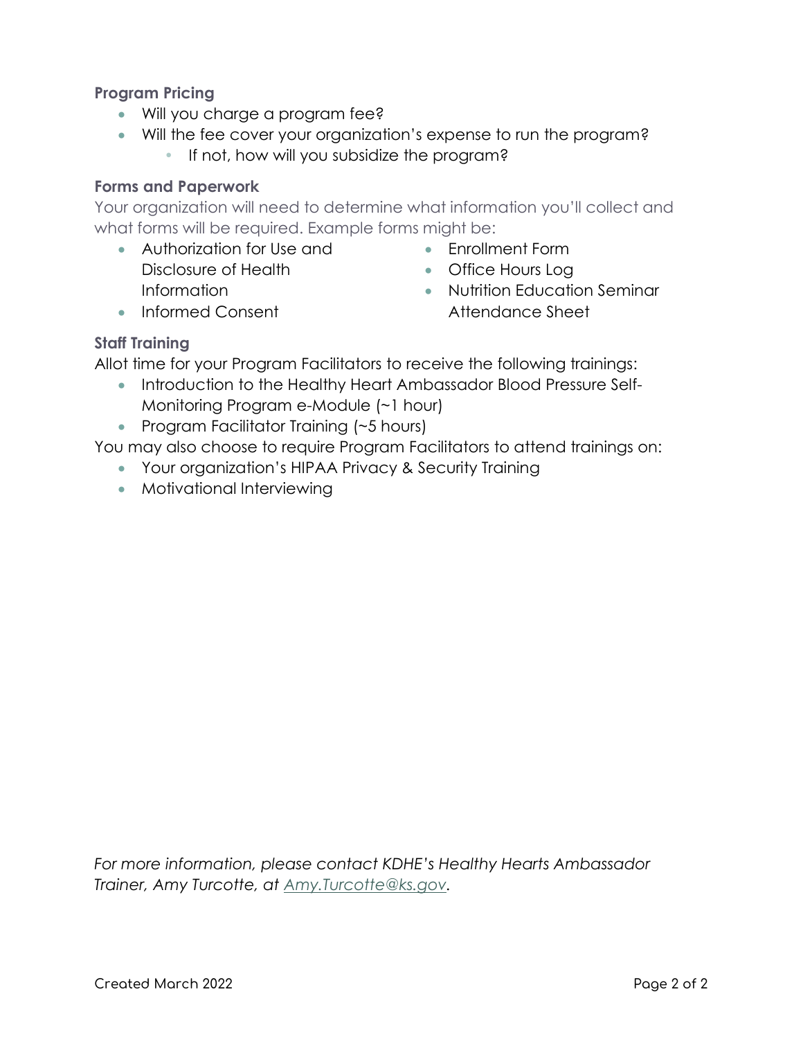### Program Pricing

- Will you charge a program fee?
- Will the fee cover your organization's expense to run the program?
    - If not, how will you subsidize the program?

### Forms and Paperwork

Your organization will need to determine what information you'll collect and what forms will be required. Example forms might be:

- Authorization for Use and Disclosure of Health Information
- Informed Consent
- Enrollment Form
- Office Hours Log
- Nutrition Education Seminar Attendance Sheet

### Staff Training

Allot time for your Program Facilitators to receive the following trainings:

- Introduction to the Healthy Heart Ambassador Blood Pressure Self-Monitoring Program e-Module (~1 hour)
- Program Facilitator Training (~5 hours)

You may also choose to require Program Facilitators to attend trainings on:

- Your organization's HIPAA Privacy & Security Training
- Motivational Interviewing

*For more information, please contact KDHE's Healthy Hearts Ambassador Trainer, Amy Turcotte, at [Amy.Turcotte@ks.gov](mailto:Amy.Turcotte@ks.gov).*

Created March 2022